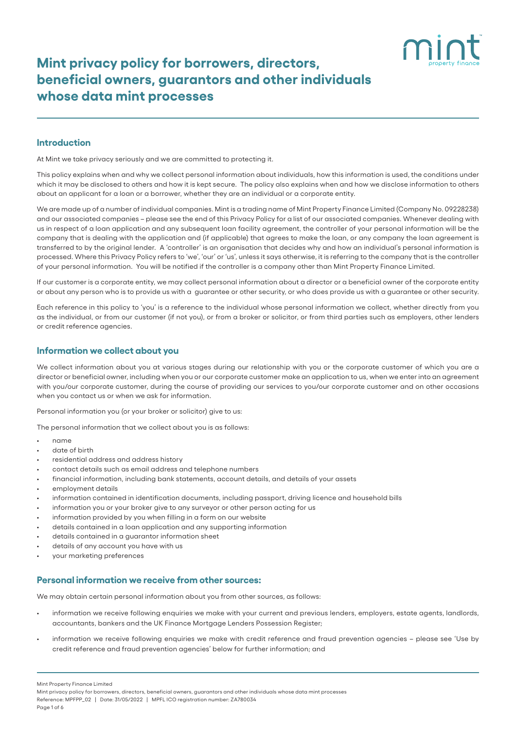# Mint privacy policy for borrowers, directors, beneficial owners, guarantors and other individuals whose data mint processes

## Introduction

At Mint we take privacy seriously and we are committed to protecting it.

This policy explains when and why we collect personal information about individuals, how this information is used, the conditions under which it may be disclosed to others and how it is kept secure. The policy also explains when and how we disclose information to others about an applicant for a loan or a borrower, whether they are an individual or a corporate entity.

We are made up of a number of individual companies. Mint is a trading name of Mint Property Finance Limited (Company No. 09228238) and our associated companies – please see the end of this Privacy Policy for a list of our associated companies. Whenever dealing with us in respect of a loan application and any subsequent loan facility agreement, the controller of your personal information will be the company that is dealing with the application and (if applicable) that agrees to make the loan, or any company the loan agreement is transferred to by the original lender. A 'controller' is an organisation that decides why and how an individual's personal information is processed. Where this Privacy Policy refers to 'we', 'our' or 'us', unless it says otherwise, it is referring to the company that is the controller of your personal information. You will be notified if the controller is a company other than Mint Property Finance Limited.

If our customer is a corporate entity, we may collect personal information about a director or a beneficial owner of the corporate entity or about any person who is to provide us with a guarantee or other security, or who does provide us with a guarantee or other security.

Each reference in this policy to 'you' is a reference to the individual whose personal information we collect, whether directly from you as the individual, or from our customer (if not you), or from a broker or solicitor, or from third parties such as employers, other lenders or credit reference agencies.

## Information we collect about you

We collect information about you at various stages during our relationship with you or the corporate customer of which you are a director or beneficial owner, including when you or our corporate customer make an application to us, when we enter into an agreement with you/our corporate customer, during the course of providing our services to you/our corporate customer and on other occasions when you contact us or when we ask for information.

Personal information you (or your broker or solicitor) give to us:

The personal information that we collect about you is as follows:

- name
- date of birth
- residential address and address history
- contact details such as email address and telephone numbers
- financial information, including bank statements, account details, and details of your assets
- employment details
- information contained in identification documents, including passport, driving licence and household bills
- information you or your broker give to any surveyor or other person acting for us
- information provided by you when filling in a form on our website
- details contained in a loan application and any supporting information
- details contained in a guarantor information sheet
- details of any account you have with us
- your marketing preferences

## Personal information we receive from other sources:

We may obtain certain personal information about you from other sources, as follows:

- information we receive following enquiries we make with your current and previous lenders, employers, estate agents, landlords, accountants, bankers and the UK Finance Mortgage Lenders Possession Register;
- information we receive following enquiries we make with credit reference and fraud prevention agencies – please see 'Use by credit reference and fraud prevention agencies' below for further information; and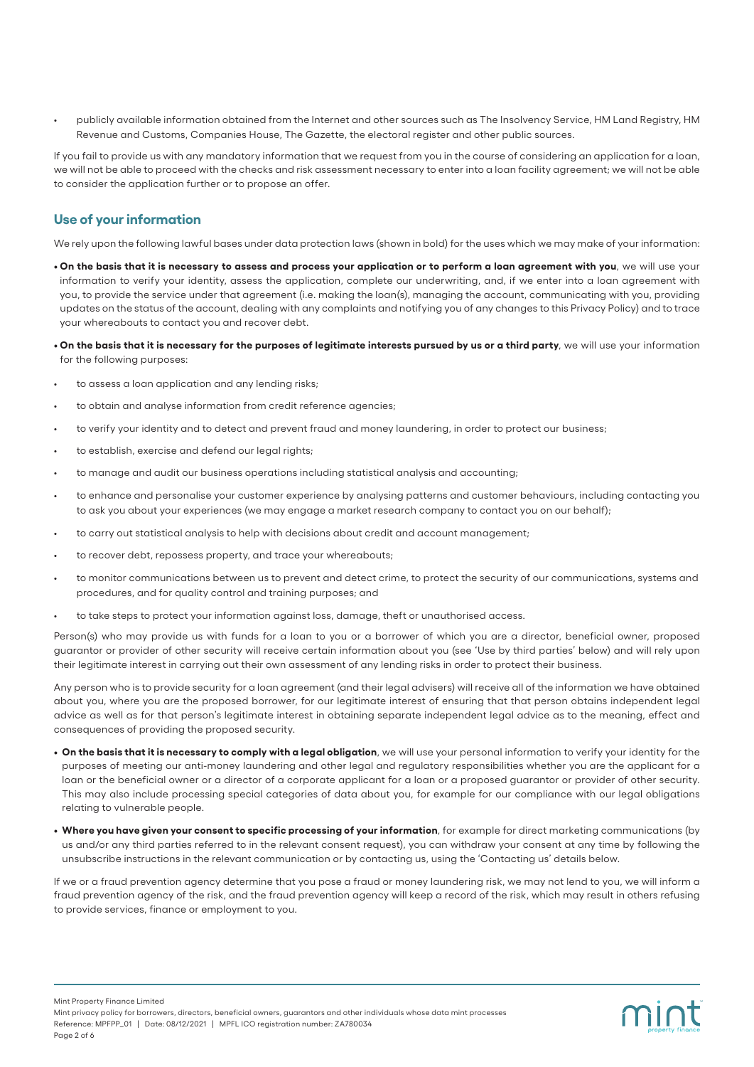- publicly available information obtained from the Internet and other sources such as The Insolvency Service, HM Land Registry, HM Revenue and Customs, Companies House, The Gazette, the electoral register and other public sources.

If you fail to provide us with any mandatory information that we request from you in the course of considering an application for a loan, we will not be able to proceed with the checks and risk assessment necessary to enter into a loan facility agreement; we will not be able to consider the application further or to propose an offer.

## Use of your information

We rely upon the following lawful bases under data protection laws (shown in bold) for the uses which we may make of your information:

- **On the basis that it is necessary to assess and process your application or to perform a loan agreement with you**, we will use your information to verify your identity, assess the application, complete our underwriting, and, if we enter into a loan agreement with you, to provide the service under that agreement (i.e. making the loan(s), managing the account, communicating with you, providing updates on the status of the account, dealing with any complaints and notifying you of any changes to this Privacy Policy) and to trace your whereabouts to contact you and recover debt.
- **On the basis that it is necessary for the purposes of legitimate interests pursued by us or a third party**, we will use your information for the following purposes:
  - to assess a loan application and any lending risks;
  - to obtain and analyse information from credit reference agencies;
  - to verify your identity and to detect and prevent fraud and money laundering, in order to protect our business;
  - to establish, exercise and defend our legal rights;
  - to manage and audit our business operations including statistical analysis and accounting;
  - to enhance and personalise your customer experience by analysing patterns and customer behaviours, including contacting you to ask you about your experiences (we may engage a market research company to contact you on our behalf);
  - to carry out statistical analysis to help with decisions about credit and account management;
  - to recover debt, repossess property, and trace your whereabouts;
  - to monitor communications between us to prevent and detect crime, to protect the security of our communications, systems and procedures, and for quality control and training purposes; and
  - to take steps to protect your information against loss, damage, theft or unauthorised access.

Person(s) who may provide us with funds for a loan to you or a borrower of which you are a director, beneficial owner, proposed guarantor or provider of other security will receive certain information about you (see 'Use by third parties' below) and will rely upon their legitimate interest in carrying out their own assessment of any lending risks in order to protect their business.

Any person who is to provide security for a loan agreement (and their legal advisers) will receive all of the information we have obtained about you, where you are the proposed borrower, for our legitimate interest of ensuring that that person obtains independent legal advice as well as for that person's legitimate interest in obtaining separate independent legal advice as to the meaning, effect and consequences of providing the proposed security.

- **On the basis that it is necessary to comply with a legal obligation**, we will use your personal information to verify your identity for the purposes of meeting our anti-money laundering and other legal and regulatory responsibilities whether you are the applicant for a loan or the beneficial owner or a director of a corporate applicant for a loan or a proposed guarantor or provider of other security. This may also include processing special categories of data about you, for example for our compliance with our legal obligations relating to vulnerable people.
- **Where you have given your consent to specific processing of your information**, for example for direct marketing communications (by us and/or any third parties referred to in the relevant consent request), you can withdraw your consent at any time by following the unsubscribe instructions in the relevant communication or by contacting us, using the 'Contacting us' details below.

If we or a fraud prevention agency determine that you pose a fraud or money laundering risk, we may not lend to you, we will inform a fraud prevention agency of the risk, and the fraud prevention agency will keep a record of the risk, which may result in others refusing to provide services, finance or employment to you.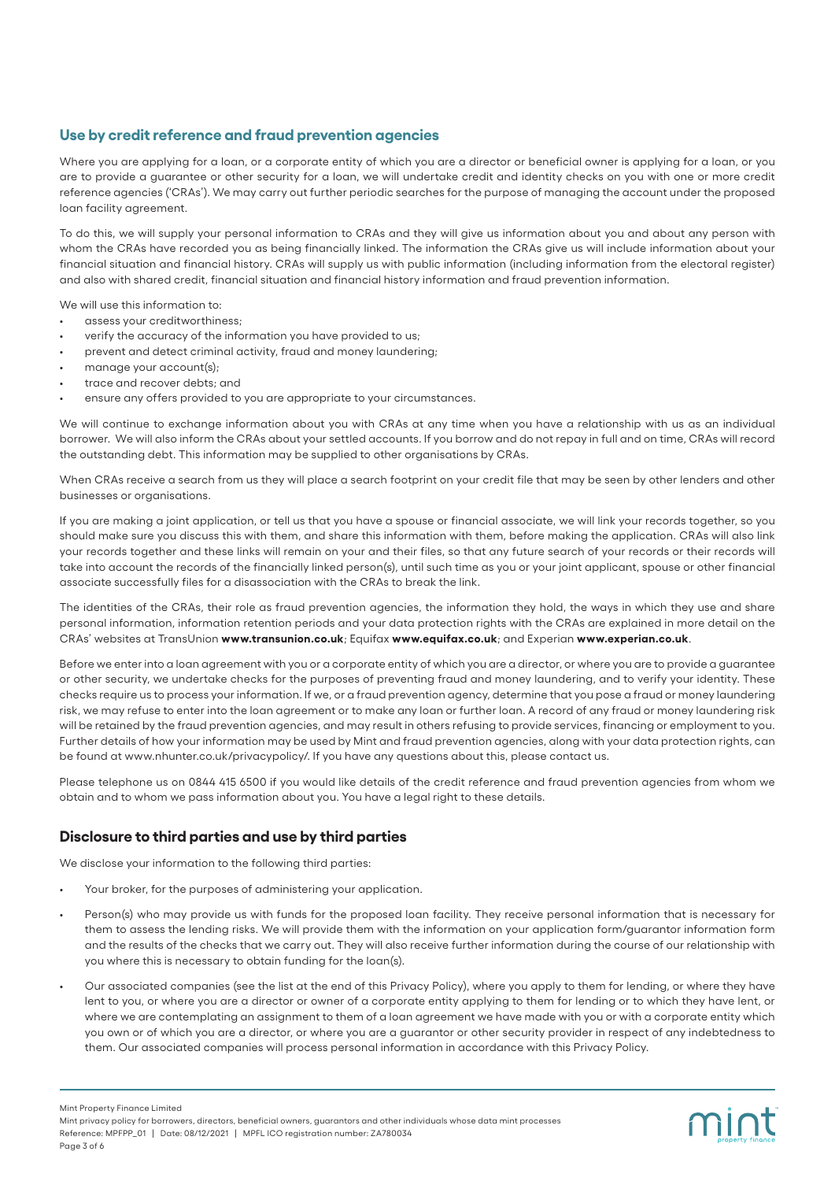## Use by credit reference and fraud prevention agencies

Where you are applying for a loan, or a corporate entity of which you are a director or beneficial owner is applying for a loan, or you are to provide a guarantee or other security for a loan, we will undertake credit and identity checks on you with one or more credit reference agencies ('CRAs'). We may carry out further periodic searches for the purpose of managing the account under the proposed loan facility agreement.

To do this, we will supply your personal information to CRAs and they will give us information about you and about any person with whom the CRAs have recorded you as being financially linked. The information the CRAs give us will include information about your financial situation and financial history. CRAs will supply us with public information (including information from the electoral register) and also with shared credit, financial situation and financial history information and fraud prevention information.

We will use this information to:

- assess your creditworthiness;
- verify the accuracy of the information you have provided to us;
- prevent and detect criminal activity, fraud and money laundering;
- manage your account(s);
- trace and recover debts; and
- ensure any offers provided to you are appropriate to your circumstances.

We will continue to exchange information about you with CRAs at any time when you have a relationship with us as an individual borrower. We will also inform the CRAs about your settled accounts. If you borrow and do not repay in full and on time, CRAs will record the outstanding debt. This information may be supplied to other organisations by CRAs.

When CRAs receive a search from us they will place a search footprint on your credit file that may be seen by other lenders and other businesses or organisations.

If you are making a joint application, or tell us that you have a spouse or financial associate, we will link your records together, so you should make sure you discuss this with them, and share this information with them, before making the application. CRAs will also link your records together and these links will remain on your and their files, so that any future search of your records or their records will take into account the records of the financially linked person(s), until such time as you or your joint applicant, spouse or other financial associate successfully files for a disassociation with the CRAs to break the link.

The identities of the CRAs, their role as fraud prevention agencies, the information they hold, the ways in which they use and share personal information, information retention periods and your data protection rights with the CRAs are explained in more detail on the CRAs' websites at TransUnion **www.transunion.co.uk**; Equifax **www.equifax.co.uk**; and Experian **www.experian.co.uk**.

Before we enter into a loan agreement with you or a corporate entity of which you are a director, or where you are to provide a guarantee or other security, we undertake checks for the purposes of preventing fraud and money laundering, and to verify your identity. These checks require us to process your information. If we, or a fraud prevention agency, determine that you pose a fraud or money laundering risk, we may refuse to enter into the loan agreement or to make any loan or further loan. A record of any fraud or money laundering risk will be retained by the fraud prevention agencies, and may result in others refusing to provide services, financing or employment to you. Further details of how your information may be used by Mint and fraud prevention agencies, along with your data protection rights, can be found at www.nhunter.co.uk/privacypolicy/. If you have any questions about this, please contact us.

Please telephone us on 0844 415 6500 if you would like details of the credit reference and fraud prevention agencies from whom we obtain and to whom we pass information about you. You have a legal right to these details.

## Disclosure to third parties and use by third parties

We disclose your information to the following third parties:

- Your broker, for the purposes of administering your application.
- Person(s) who may provide us with funds for the proposed loan facility. They receive personal information that is necessary for them to assess the lending risks. We will provide them with the information on your application form/guarantor information form and the results of the checks that we carry out. They will also receive further information during the course of our relationship with you where this is necessary to obtain funding for the loan(s).
- Our associated companies (see the list at the end of this Privacy Policy), where you apply to them for lending, or where they have lent to you, or where you are a director or owner of a corporate entity applying to them for lending or to which they have lent, or where we are contemplating an assignment to them of a loan agreement we have made with you or with a corporate entity which you own or of which you are a director, or where you are a guarantor or other security provider in respect of any indebtedness to them. Our associated companies will process personal information in accordance with this Privacy Policy.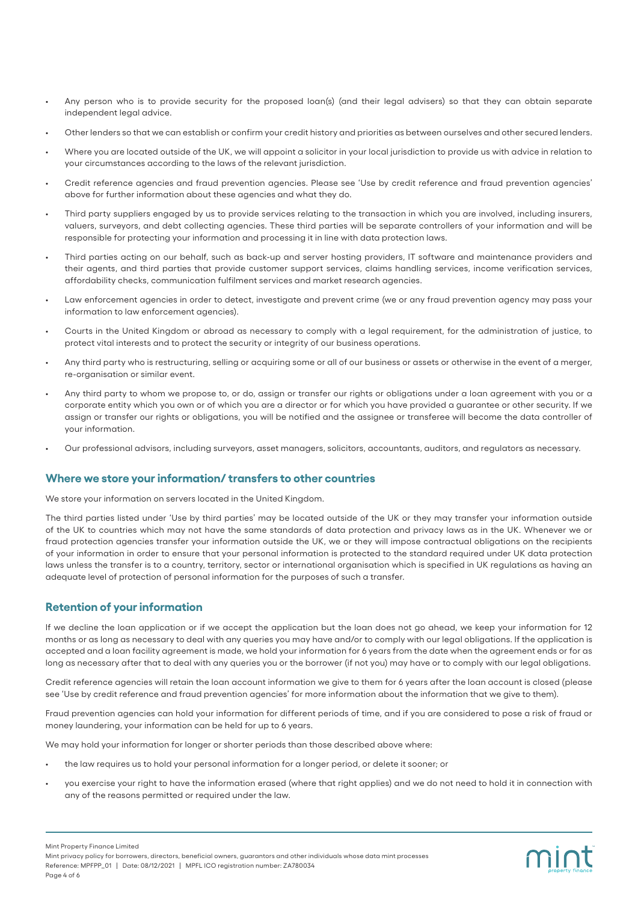- Any person who is to provide security for the proposed loan(s) (and their legal advisers) so that they can obtain separate independent legal advice.
- Other lenders so that we can establish or confirm your credit history and priorities as between ourselves and other secured lenders.
- Where you are located outside of the UK, we will appoint a solicitor in your local jurisdiction to provide us with advice in relation to your circumstances according to the laws of the relevant jurisdiction.
- Credit reference agencies and fraud prevention agencies. Please see 'Use by credit reference and fraud prevention agencies' above for further information about these agencies and what they do.
- Third party suppliers engaged by us to provide services relating to the transaction in which you are involved, including insurers, valuers, surveyors, and debt collecting agencies. These third parties will be separate controllers of your information and will be responsible for protecting your information and processing it in line with data protection laws.
- Third parties acting on our behalf, such as back-up and server hosting providers, IT software and maintenance providers and their agents, and third parties that provide customer support services, claims handling services, income verification services, affordability checks, communication fulfilment services and market research agencies.
- Law enforcement agencies in order to detect, investigate and prevent crime (we or any fraud prevention agency may pass your information to law enforcement agencies).
- Courts in the United Kingdom or abroad as necessary to comply with a legal requirement, for the administration of justice, to protect vital interests and to protect the security or integrity of our business operations.
- Any third party who is restructuring, selling or acquiring some or all of our business or assets or otherwise in the event of a merger, re-organisation or similar event.
- Any third party to whom we propose to, or do, assign or transfer our rights or obligations under a loan agreement with you or a corporate entity which you own or of which you are a director or for which you have provided a guarantee or other security. If we assign or transfer our rights or obligations, you will be notified and the assignee or transferee will become the data controller of your information.
- Our professional advisors, including surveyors, asset managers, solicitors, accountants, auditors, and regulators as necessary.

## Where we store your information/ transfers to other countries

We store your information on servers located in the United Kingdom.

The third parties listed under 'Use by third parties' may be located outside of the UK or they may transfer your information outside of the UK to countries which may not have the same standards of data protection and privacy laws as in the UK. Whenever we or fraud protection agencies transfer your information outside the UK, we or they will impose contractual obligations on the recipients of your information in order to ensure that your personal information is protected to the standard required under UK data protection laws unless the transfer is to a country, territory, sector or international organisation which is specified in UK regulations as having an adequate level of protection of personal information for the purposes of such a transfer.

## Retention of your information

If we decline the loan application or if we accept the application but the loan does not go ahead, we keep your information for 12 months or as long as necessary to deal with any queries you may have and/or to comply with our legal obligations. If the application is accepted and a loan facility agreement is made, we hold your information for 6 years from the date when the agreement ends or for as long as necessary after that to deal with any queries you or the borrower (if not you) may have or to comply with our legal obligations.

Credit reference agencies will retain the loan account information we give to them for 6 years after the loan account is closed (please see 'Use by credit reference and fraud prevention agencies' for more information about the information that we give to them).

Fraud prevention agencies can hold your information for different periods of time, and if you are considered to pose a risk of fraud or money laundering, your information can be held for up to 6 years.

We may hold your information for longer or shorter periods than those described above where:

- the law requires us to hold your personal information for a longer period, or delete it sooner; or
- you exercise your right to have the information erased (where that right applies) and we do not need to hold it in connection with any of the reasons permitted or required under the law.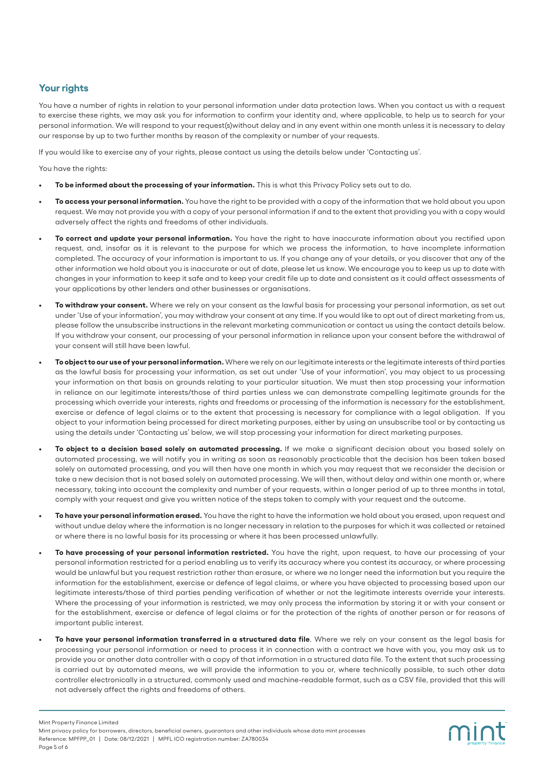## Your rights

You have a number of rights in relation to your personal information under data protection laws. When you contact us with a request to exercise these rights, we may ask you for information to confirm your identity and, where applicable, to help us to search for your personal information. We will respond to your request(s)without delay and in any event within one month unless it is necessary to delay our response by up to two further months by reason of the complexity or number of your requests.

If you would like to exercise any of your rights, please contact us using the details below under 'Contacting us'.

You have the rights:

- **To be informed about the processing of your information.** This is what this Privacy Policy sets out to do.
- **To access your personal information.** You have the right to be provided with a copy of the information that we hold about you upon request. We may not provide you with a copy of your personal information if and to the extent that providing you with a copy would adversely affect the rights and freedoms of other individuals.
- **To correct and update your personal information.** You have the right to have inaccurate information about you rectified upon request, and, insofar as it is relevant to the purpose for which we process the information, to have incomplete information completed. The accuracy of your information is important to us. If you change any of your details, or you discover that any of the other information we hold about you is inaccurate or out of date, please let us know. We encourage you to keep us up to date with changes in your information to keep it safe and to keep your credit file up to date and consistent as it could affect assessments of your applications by other lenders and other businesses or organisations.
- **To withdraw your consent.** Where we rely on your consent as the lawful basis for processing your personal information, as set out under 'Use of your information', you may withdraw your consent at any time. If you would like to opt out of direct marketing from us, please follow the unsubscribe instructions in the relevant marketing communication or contact us using the contact details below. If you withdraw your consent, our processing of your personal information in reliance upon your consent before the withdrawal of your consent will still have been lawful.
- **To object to our use of your personal information.** Where we rely on our legitimate interests or the legitimate interests of third parties as the lawful basis for processing your information, as set out under 'Use of your information', you may object to us processing your information on that basis on grounds relating to your particular situation. We must then stop processing your information in reliance on our legitimate interests/those of third parties unless we can demonstrate compelling legitimate grounds for the processing which override your interests, rights and freedoms or processing of the information is necessary for the establishment, exercise or defence of legal claims or to the extent that processing is necessary for compliance with a legal obligation. If you object to your information being processed for direct marketing purposes, either by using an unsubscribe tool or by contacting us using the details under 'Contacting us' below, we will stop processing your information for direct marketing purposes.
- **To object to a decision based solely on automated processing.** If we make a significant decision about you based solely on automated processing, we will notify you in writing as soon as reasonably practicable that the decision has been taken based solely on automated processing, and you will then have one month in which you may request that we reconsider the decision or take a new decision that is not based solely on automated processing. We will then, without delay and within one month or, where necessary, taking into account the complexity and number of your requests, within a longer period of up to three months in total, comply with your request and give you written notice of the steps taken to comply with your request and the outcome.
- **To have your personal information erased.** You have the right to have the information we hold about you erased, upon request and without undue delay where the information is no longer necessary in relation to the purposes for which it was collected or retained or where there is no lawful basis for its processing or where it has been processed unlawfully.
- **To have processing of your personal information restricted.** You have the right, upon request, to have our processing of your personal information restricted for a period enabling us to verify its accuracy where you contest its accuracy, or where processing would be unlawful but you request restriction rather than erasure, or where we no longer need the information but you require the information for the establishment, exercise or defence of legal claims, or where you have objected to processing based upon our legitimate interests/those of third parties pending verification of whether or not the legitimate interests override your interests. Where the processing of your information is restricted, we may only process the information by storing it or with your consent or for the establishment, exercise or defence of legal claims or for the protection of the rights of another person or for reasons of important public interest.
- **To have your personal information transferred in a structured data file**. Where we rely on your consent as the legal basis for processing your personal information or need to process it in connection with a contract we have with you, you may ask us to provide you or another data controller with a copy of that information in a structured data file. To the extent that such processing is carried out by automated means, we will provide the information to you or, where technically possible, to such other data controller electronically in a structured, commonly used and machine-readable format, such as a CSV file, provided that this will not adversely affect the rights and freedoms of others.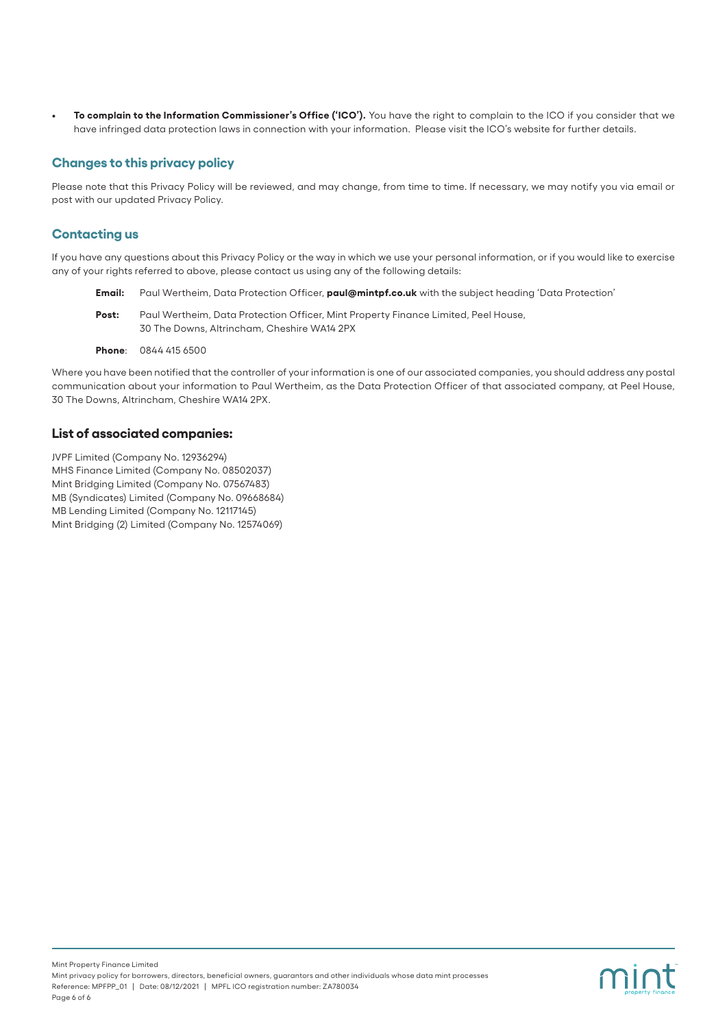- **To complain to the Information Commissioner's Office ('ICO').** You have the right to complain to the ICO if you consider that we have infringed data protection laws in connection with your information. Please visit the ICO's website for further details.

## Changes to this privacy policy

Please note that this Privacy Policy will be reviewed, and may change, from time to time. If necessary, we may notify you via email or post with our updated Privacy Policy.

## Contacting us

If you have any questions about this Privacy Policy or the way in which we use your personal information, or if you would like to exercise any of your rights referred to above, please contact us using any of the following details:

**Email:** Paul Wertheim, Data Protection Officer, **paul@mintpf.co.uk** with the subject heading 'Data Protection'

**Post:** Paul Wertheim, Data Protection Officer, Mint Property Finance Limited, Peel House, 30 The Downs, Altrincham, Cheshire WA14 2PX

**Phone**: 0844 415 6500

Where you have been notified that the controller of your information is one of our associated companies, you should address any postal communication about your information to Paul Wertheim, as the Data Protection Officer of that associated company, at Peel House, 30 The Downs, Altrincham, Cheshire WA14 2PX.

## List of associated companies:

JVPF Limited (Company No. 12936294)
MHS Finance Limited (Company No. 08502037)
Mint Bridging Limited (Company No. 07567483)
MB (Syndicates) Limited (Company No. 09668684)
MB Lending Limited (Company No. 12117145)
Mint Bridging (2) Limited (Company No. 12574069)